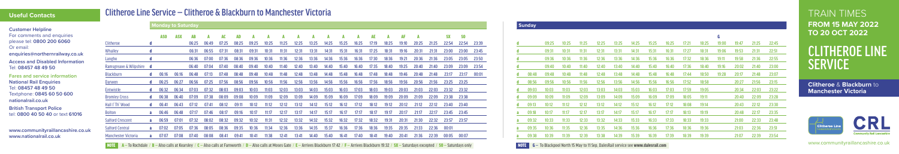# TRAIN TIMES
## FROM 15 MAY 2022 TO 20 OCT 2022

# CLITHEROE LINE SERVICE

**Clitheroe & Blackburn to Manchester Victoria**

www.communityraillancashire.co.uk

## Useful Contacts

**Customer Helpline**
For comments and enquiries please tel: **0800 200 6060**
Or email: **enquiries@northernrailway.co.uk**

**Access and Disabled Information**
Tel: **08457 48 49 50**

**Fares and service information**
**National Rail Enquiries**
Tel: **08457 48 49 50**
Textphone: **0845 60 50 600**
**nationalrail.co.uk**

**British Transport Police**
tel: **0800 40 50 40** or text **61016**

**www.communityraillancashire.co.uk**
**www.nationalrail.co.uk**

## Clitheroe Line Service – Clitheroe & Blackburn to Manchester Victoria

### Monday to Saturday

| | | ASO | ASX | AB | A | AC | AD | A | A | A | A | A | A | A | A | AE | A | AF | A | | SX | SO | |
|---|---|---|---|---|---|---|---|---|---|---|---|---|---|---|---|---|---|---|---|---|---|---|---|
| Clitheroe | d | | | 06:25 | 06:49 | 07:25 | 08:25 | 09:25 | 10:25 | 11:25 | 12:25 | 13:25 | 14:25 | 15:25 | 16:25 | 17:19 | 18:25 | 19:10 | 20:25 | 21:25 | 22:54 | 22:54 | 23:39 |
| Whalley | d | | | 06:31 | 06:55 | 07:31 | 08:31 | 09:31 | 10:31 | 11:31 | 12:31 | 13:31 | 14:31 | 15:31 | 16:31 | 17:25 | 18:31 | 19:16 | 20:31 | 21:31 | 23:00 | 23:00 | 23:45 |
| Langho | d | | | 06:36 | 07:00 | 07:36 | 08:36 | 09:36 | 10:36 | 11:36 | 12:36 | 13:36 | 14:36 | 15:36 | 16:36 | 17:30 | 18:36 | 19:21 | 20:36 | 21:36 | 23:05 | 23:05 | 23:50 |
| Ramsgreave & Wilpshire | d | | | 06:40 | 07:04 | 07:40 | 08:40 | 09:40 | 10:40 | 11:40 | 12:40 | 13:40 | 14:40 | 15:40 | 16:40 | 17:35 | 18:40 | 19:25 | 20:40 | 21:40 | 23:09 | 23:09 | 23:54 |
| Blackburn | d | 06:16 | 06:16 | 06:48 | 07:13 | 07:48 | 08:48 | 09:48 | 10:48 | 11:48 | 12:48 | 13:48 | 14:48 | 15:48 | 16:48 | 17:48 | 18:48 | 19:46 | 20:48 | 21:48 | 23:17 | 23:17 | 00:01 |
| Darwen | d | 06:25 | 06:27 | 06:56 | 07:25 | 07:56 | 08:56 | 09:56 | 10:56 | 11:56 | 12:56 | 13:56 | 14:56 | 15:56 | 16:56 | 17:56 | 18:56 | 19:56 | 20:56 | 21:56 | 23:25 | 23:25 | |
| Entwistle | d | 06:32 | 06:34 | 07:03 | 07:32 | 08:03 | 09:03 | 10:03 | 11:03 | 12:03 | 13:03 | 14:03 | 15:03 | 16:03 | 17:03 | 18:03 | 19:03 | 20:03 | 21:03 | 22:03 | 23:32 | 23:32 | |
| Bromley Cross | d | 06:38 | 06:40 | 07:09 | 07:38 | 08:09 | 09:08 | 10:09 | 11:09 | 12:09 | 13:09 | 14:09 | 15:09 | 16:09 | 17:09 | 18:09 | 19:09 | 20:09 | 21:09 | 22:09 | 23:38 | 23:38 | |
| Hall I' Th' Wood | d | 06:41 | 06:43 | 07:12 | 07:41 | 08:12 | 09:11 | 10:12 | 11:12 | 12:12 | 13:12 | 14:12 | 15:12 | 16:12 | 17:12 | 18:12 | 19:12 | 20:12 | 21:12 | 22:12 | 23:40 | 23:40 | |
| Bolton | a | 06:46 | 06:48 | 07:17 | 07:46 | 08:17 | 09:16 | 10:17 | 11:17 | 12:17 | 13:17 | 14:17 | 15:17 | 16:17 | 17:17 | 18:17 | 19:17 | 20:17 | 21:17 | 22:17 | 23:45 | 23:45 | |
| Salford Crescent | a | 06:59 | 07:01 | 07:32 | 08:02 | 08:32 | 09:32 | 10:32 | 11:31 | 12:32 | 13:32 | 14:32 | 15:32 | 16:32 | 17:32 | 18:32 | 19:31 | 20:31 | 21:30 | 22:32 | 23:57 | 23:57 | |
| Salford Central | a | 07:02 | 07:05 | 07:36 | 08:05 | 08:36 | 09:35 | 10:36 | 11:34 | 12:36 | 13:36 | 14:35 | 15:37 | 16:36 | 17:36 | 18:36 | 19:35 | 20:35 | 21:33 | 22:36 | 00:01 | | |
| Manchester Victoria | a | 07:07 | 07:08 | 07:40 | 08:08 | 08:41 | 09:41 | 10:41 | 11:38 | 12:41 | 13:41 | 14:40 | 15:40 | 16:41 | 17:40 | 18:41 | 19:40 | 20:41 | 21:36 | 22:39 | 00:05 | 00:07 | |

**NOTE** A – To Rochdale / B – Also calls at Kearsley / C – Also calls at Farnworth / D – Also calls at Moses Gate / E – Arrives Blackburn 17:42 / F – Arrives Blackburn 19:32 / SX – Saturdays excepted / SO – Saturdays only

### Sunday

| | | | | | | | | | | | | G | | | |
|---|---|---|---|---|---|---|---|---|---|---|---|---|---|---|---|
| d | | 09:25 | 10:25 | 11:25 | 12:25 | 13:25 | 14:25 | 15:25 | 16:25 | 17:21 | 18:25 | 19:00 | 19:47 | 21:25 | 22:45 |
| d | | 09:31 | 10:31 | 11:31 | 12:31 | 13:31 | 14:31 | 15:31 | 16:31 | 17:27 | 18:31 | 19:06 | 19:53 | 21:31 | 22:51 |
| d | | 09:36 | 10:36 | 11:36 | 12:36 | 13:36 | 14:36 | 15:36 | 16:36 | 17:32 | 18:36 | 19:11 | 19:58 | 21:36 | 22:55 |
| d | | 09:40 | 10:40 | 11:40 | 12:40 | 13:40 | 14:40 | 15:40 | 16:40 | 17:36 | 18:40 | 19:16 | 20:02 | 21:40 | 23:00 |
| d | 08:48 | 09:48 | 10:48 | 11:48 | 12:48 | 13:48 | 14:48 | 15:48 | 16:48 | 17:44 | 18:50 | 19:28 | 20:17 | 21:48 | 23:07 |
| d | 08:56 | 09:56 | 10:56 | 11:56 | 12:56 | 13:56 | 14:56 | 15:56 | 16:56 | 17:52 | 18:58 | | 20:27 | 21:56 | 23:15 |
| d | 09:03 | 10:03 | 11:03 | 12:03 | 13:03 | 14:03 | 15:03 | 16:03 | 17:03 | 17:59 | 19:05 | | 20:34 | 22:03 | 23:22 |
| d | 09:09 | 10:09 | 11:09 | 12:09 | 13:09 | 14:09 | 15:09 | 16:09 | 17:09 | 18:05 | 19:11 | | 20:40 | 22:09 | 23:28 |
| d | 09:13 | 10:12 | 11:12 | 12:12 | 13:12 | 14:12 | 15:12 | 16:12 | 17:12 | 18:08 | 19:14 | | 20:43 | 22:12 | 23:30 |
| a | 09:18 | 10:17 | 11:17 | 12:17 | 13:17 | 14:17 | 15:17 | 16:17 | 17:17 | 18:13 | 19:19 | | 20:48 | 22:17 | 23:35 |
| a | 09:32 | 10:33 | 11:33 | 12:33 | 13:32 | 14:33 | 15:33 | 16:33 | 17:33 | 18:33 | 19:33 | | 21:00 | 22:33 | 23:48 |
| a | 09:35 | 10:36 | 11:35 | 12:36 | 13:35 | 14:36 | 15:36 | 16:36 | 17:36 | 18:36 | 19:36 | | 21:03 | 22:36 | 23:51 |
| a | 09:38 | 10:39 | 11:39 | 12:39 | 13:38 | 14:39 | 15:39 | 16:39 | 17:39 | 18:39 | 19:39 | | 21:07 | 22:39 | 23:54 |

**NOTE** G – To Blackpool North 15 May to 11 Sep. DalesRail service see **www.dalesrail.com**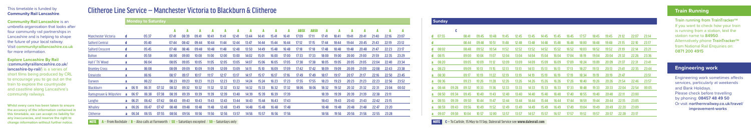This timetable is funded by **Community Rail Lancashire.**

**Community Rail Lancashire** is an umbrella organisation that looks after four community rail partnerships in Lancashire and is helping to shape the future of your local railway. Visit **communityraillancashire.co.uk** for more information.

**Explore Lancashire By Rail** (**communityraillancashire.co.uk/lancashire-by-rail/**) is a series of short films being produced by CRL to encourage you to go out on the train to explore the countryside and coastline along Lancashire's community railways.

**Whilst every care has been taken to ensure the accuracy of the information contained in this timetable, we can accept no liability for any inaccuracies, and reserve the right to change information without further notice.**

# Clitheroe Line Service – Manchester Victoria to Blackburn & Clitheroe

## Monday to Saturday

| | | | | | A | A | A | A | A | A | A | A | A | A | ABSX | ABSO | A | A | A | A | A | A | A |
|---|---|---|---|---|---|---|---|---|---|---|---|---|---|---|---|---|---|---|---|---|---|---|---|
| Manchester Victoria | d | | 05:37 | | 07:41 | 08:39 | 09:41 | 10:41 | 11:41 | 12:41 | 13:44 | 14:41 | 15:41 | 16:41 | 17:09 | 17:11 | 17:41 | 18:41 | 19:41 | 20:41 | 21:40 | 22:16 | 23:07 |
| Salford Central | d | | 05:40 | | 07:44 | 08:42 | 09:44 | 10:44 | 11:44 | 12:44 | 13:47 | 14:44 | 15:44 | 16:44 | 17:12 | 17:15 | 17:44 | 18:44 | 19:44 | 20:45 | 21:43 | 22:19 | 23:12 |
| Salford Crescent | d | | 05:45 | | 07:48 | 08:46 | 09:48 | 10:48 | 11:48 | 12:48 | 13:50 | 14:49 | 15:48 | 16:48 | 17:18 | 17:18 | 17:48 | 18:48 | 19:48 | 20:48 | 21:47 | 22:23 | 23:17 |
| Bolton | d | | 05:59 | | 08:00 | 09:00 | 10:00 | 11:00 | 12:00 | 13:00 | 14:02 | 15:01 | 16:00 | 17:00 | 17:33 | 17:33 | 18:00 | 19:00 | 20:00 | 21:00 | 21:59 | 22:35 | 23:29 |
| Hall i' Th' Wood | a | | 06:04 | | 08:05 | 09:05 | 10:05 | 11:05 | 12:05 | 13:05 | 14:07 | 15:06 | 16:05 | 17:05 | 17:36 | 17:38 | 18:05 | 19:05 | 20:05 | 21:05 | 22:04 | 22:40 | 23:34 |
| Bromley Cross | a | | 06:08 | | 08:09 | 09:09 | 10:09 | 11:09 | 12:09 | 13:09 | 14:11 | 15:10 | 16:09 | 17:09 | 17:42 | 17:42 | 18:09 | 19:09 | 20:09 | 21:09 | 22:08 | 22:43 | 23:38 |
| Entwistle | a | | 06:16 | | 08:17 | 09:17 | 10:17 | 11:17 | 12:17 | 13:17 | 14:17 | 15:17 | 16:17 | 17:16 | 17:49 | 17:49 | 18:17 | 19:17 | 20:17 | 21:17 | 22:16 | 22:50 | 23:45 |
| Darwen | a | | 06:22 | | 08:23 | 09:23 | 10:23 | 11:23 | 12:23 | 13:23 | 14:24 | 15:24 | 16:23 | 17:23 | 17:55 | 17:55 | 18:23 | 19:23 | 20:23 | 21:23 | 22:23 | 22:56 | 23:52 |
| Blackburn | a | 06:11 | 06:31 | 07:32 | 08:32 | 09:32 | 10:32 | 11:32 | 12:32 | 13:32 | 14:32 | 15:33 | 16:32 | 17:32 | 18:06 | 18:06 | 18:32 | 19:32 | 20:32 | 21:32 | 22:31 | 23:04 | 00:02 |
| Ramsgreave & Wilpshire | a | 06:17 | 06:37 | 07:38 | 08:39 | 09:39 | 10:39 | 11:39 | 12:39 | 13:40 | 14:39 | 15:39 | 16:39 | 17:39 | | | 18:39 | 19:39 | 20:39 | 21:39 | 22:38 | 23:11 | |
| Langho | a | 06:21 | 06:42 | 07:42 | 08:43 | 09:43 | 10:43 | 11:43 | 12:43 | 13:44 | 14:43 | 15:44 | 16:43 | 17:43 | | | 18:43 | 19:43 | 20:43 | 21:43 | 22:42 | 23:15 | |
| Whalley | a | 06:26 | 06:47 | 07:47 | 08:48 | 09:48 | 10:48 | 11:48 | 12:48 | 13:49 | 14:48 | 15:48 | 16:48 | 17:48 | | | 18:48 | 19:48 | 20:48 | 21:48 | 22:47 | 23:20 | |
| Clitheroe | a | 06:34 | 06:55 | 07:55 | 08:56 | 09:56 | 10:56 | 11:56 | 12:56 | 13:57 | 14:56 | 15:57 | 16:56 | 17:56 | | | 18:56 | 19:56 | 20:56 | 21:56 | 22:55 | 23:28 | |

**NOTE** A – From Rochdale / B – Also calls at Farnworth / SX – Saturdays excepted / SO – Saturdays only

## Sunday

| | | | C | | | | | | | | | | | | | | | |
|---|---|---|---|---|---|---|---|---|---|---|---|---|---|---|---|---|---|---|
| Manchester Victoria | d | 07:55 | | 08:41 | 09:45 | 10:48 | 11:45 | 12:45 | 13:45 | 14:45 | 15:45 | 16:45 | 17:57 | 18:45 | 19:45 | 21:12 | 22:07 | 23:14 |
| Salford Central | d | | | 08:44 | 09:48 | 10:51 | 11:48 | 12:48 | 13:48 | 14:48 | 15:48 | 16:48 | 18:00 | 18:48 | 19:48 | 21:15 | 22:10 | 23:17 |
| Salford Crescent | d | 08:02 | | 08:48 | 09:52 | 10:54 | 11:52 | 12:52 | 13:52 | 14:52 | 15:52 | 16:52 | 18:03 | 18:52 | 19:52 | 21:19 | 22:14 | 23:21 |
| Bolton | d | 08:15 | | 09:00 | 10:04 | 11:07 | 12:04 | 13:04 | 14:04 | 15:04 | 16:04 | 17:04 | 18:15 | 19:04 | 20:04 | 21:32 | 22:26 | 23:36 |
| Hall i' Th' Wood | a | 08:20 | | 09:05 | 10:09 | 11:12 | 12:09 | 13:09 | 14:09 | 15:09 | 16:09 | 17:09 | 18:24 | 19:09 | 20:09 | 21:37 | 22:31 | 23:41 |
| Bromley Cross | a | 08:23 | | 09:09 | 10:13 | 11:15 | 12:13 | 13:13 | 14:13 | 15:13 | 16:13 | 17:13 | 18:27 | 19:13 | 20:13 | 21:41 | 22:35 | 23:44 |
| Entwistle | a | 08:30 | | 09:17 | 10:19 | 11:22 | 12:19 | 13:19 | 14:19 | 15:19 | 16:19 | 17:19 | 18:34 | 19:19 | 20:19 | 21:47 | | 23:51 |
| Darwen | a | 08:36 | | 09:23 | 10:26 | 11:28 | 12:26 | 13:26 | 14:26 | 15:26 | 16:26 | 17:26 | 18:40 | 19:26 | 20:26 | 21:54 | 22:46 | 23:57 |
| Blackburn | a | 08:44 | 09:26 | 09:32 | 10:33 | 11:36 | 12:33 | 13:33 | 14:33 | 15:33 | 16:33 | 17:33 | 18:48 | 19:33 | 20:33 | 22:04 | 22:54 | 00:05 |
| Ramsgreave & Wilpshire | a | 08:50 | 09:34 | 09:45 | 10:40 | 11:43 | 12:40 | 13:40 | 14:40 | 15:40 | 16:40 | 17:40 | 18:55 | 19:40 | 20:40 | 22:11 | 23:00 | |
| Langho | a | 08:55 | 09:39 | 09:50 | 10:44 | 11:47 | 12:44 | 13:44 | 14:44 | 15:44 | 16:44 | 17:44 | 18:59 | 19:44 | 20:44 | 22:15 | 23:05 | |
| Whalley | a | 08:59 | 09:43 | 09:56 | 10:49 | 11:52 | 12:49 | 13:49 | 14:49 | 15:49 | 16:49 | 17:49 | 19:04 | 19:49 | 20:49 | 22:20 | 23:09 | |
| Clitheroe | a | 09:07 | 09:50 | 10:04 | 10:57 | 12:00 | 12:57 | 13:57 | 14:57 | 15:57 | 16:57 | 17:57 | 19:12 | 19:57 | 20:57 | 22:28 | 23:17 | |

**NOTE** C – To Carlisle, 15 May to 11 Sep. Dalesrail Service see **www.dalesrail.com**

## Train Running

**Train running from TrainTracker™**
If you want to check how your train is running from a station, text the station name to **84950**. Alternatively phone **TrainTracker™** from National Rail Enquiries on: **0871 200 4915**

## Engineering work

Engineering work sometimes affects services, particularly at weekends and Bank Holidays.
Please check before travelling by phoning: **08457 48 49 50**
Or visit: **northernrailway.co.uk/travel/improvement-works**